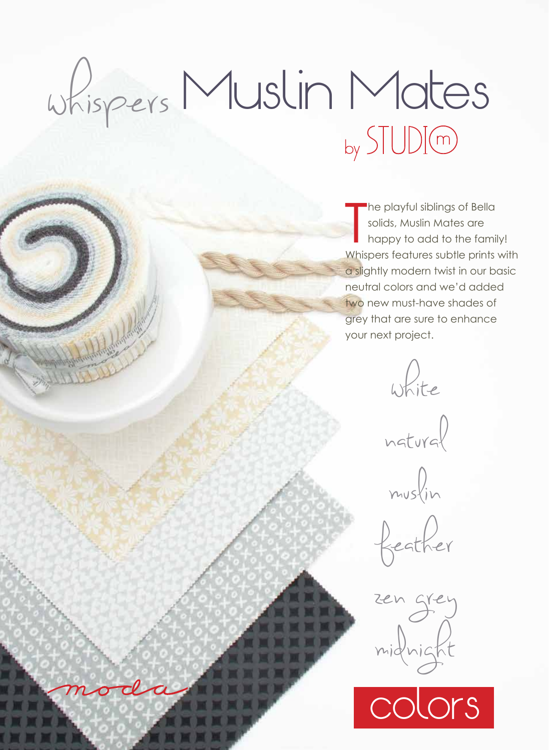# Whispers Muslin Mates

## by STUDIO m

The playful siblings of Bella solids, Muslin Mates are happy to add to the family! Whispers features subtle prints with a slightly modern twist in our basic neutral colors and we'd added two new must-have shades of grey that are sure to enhance your next project.

white

natural

muslin

feather

zen grey

midnight

colors

moda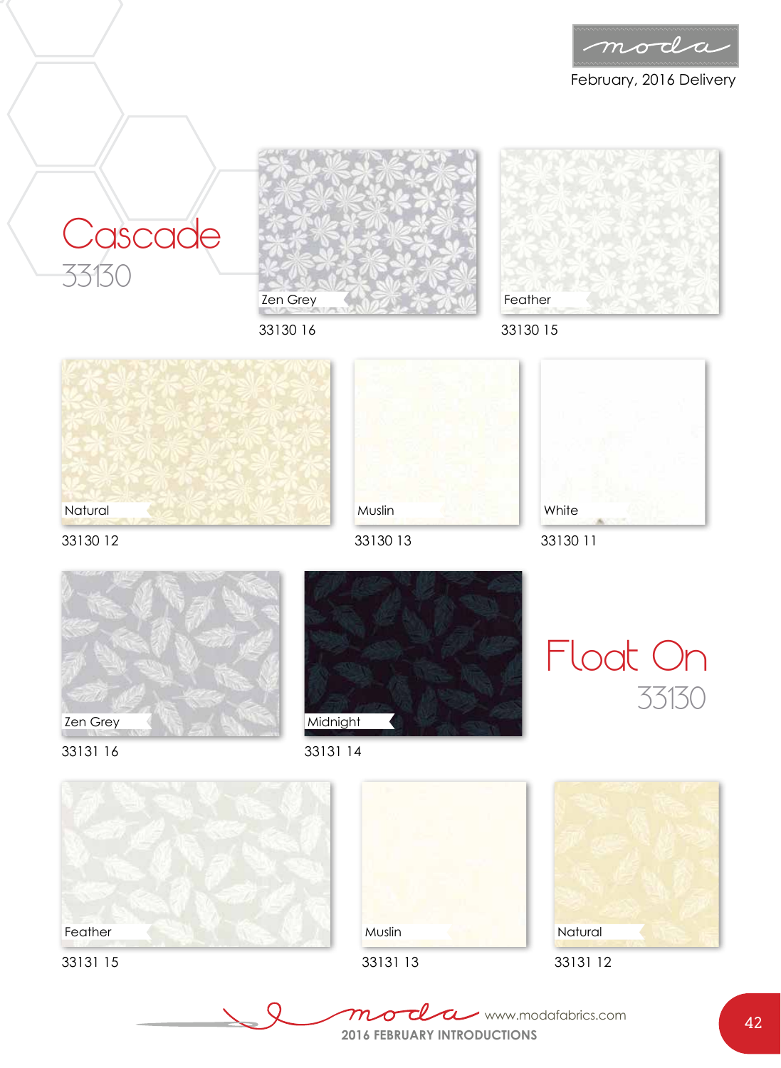February, 2016 Delivery

# Cascade
33130

Zen Grey
33130 16

Feather
33130 15

Natural
33130 12

Muslin
33130 13

White
33130 11

Zen Grey
33131 16

Midnight
33131 14

# Float On
33130

Feather
33131 15

Muslin
33131 13

Natural
33131 12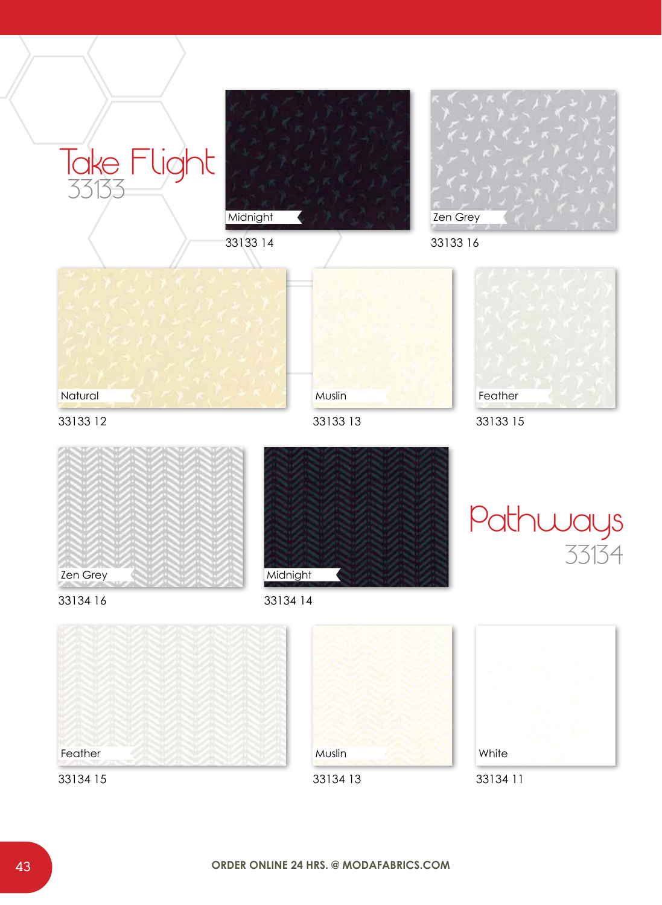# Take Flight
33133

Midnight
33133 14

Zen Grey
33133 16

Natural
33133 12

Muslin
33133 13

Feather
33133 15

# Pathways
33134

Zen Grey
33134 16

Midnight
33134 14

Feather
33134 15

Muslin
33134 13

White
33134 11

ORDER ONLINE 24 HRS. @ MODAFABRICS.COM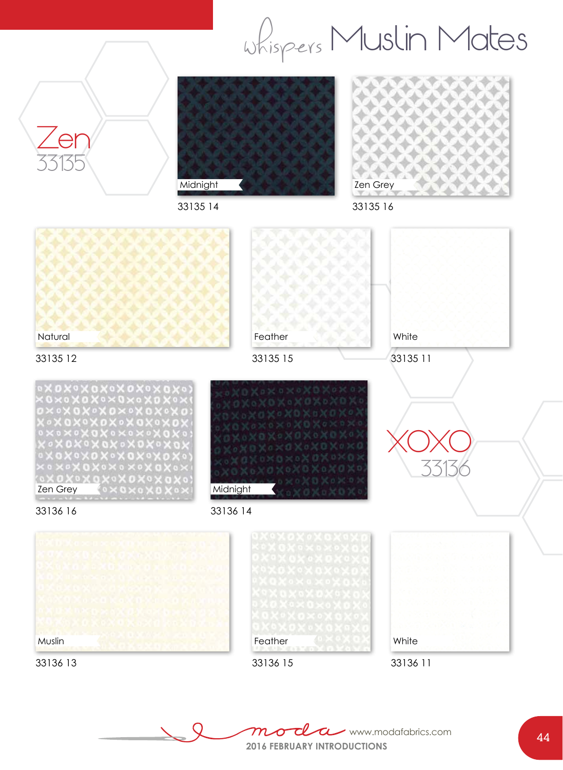# Whispers Muslin Mates

## Zen 33135

Midnight
33135 14

Zen Grey
33135 16

Natural
33135 12

Feather
33135 15

White
33135 11

## XOXO 33136

Zen Grey
33136 16

Midnight
33136 14

Muslin
33136 13

Feather
33136 15

White
33136 11

moda www.modafabrics.com
2016 FEBRUARY INTRODUCTIONS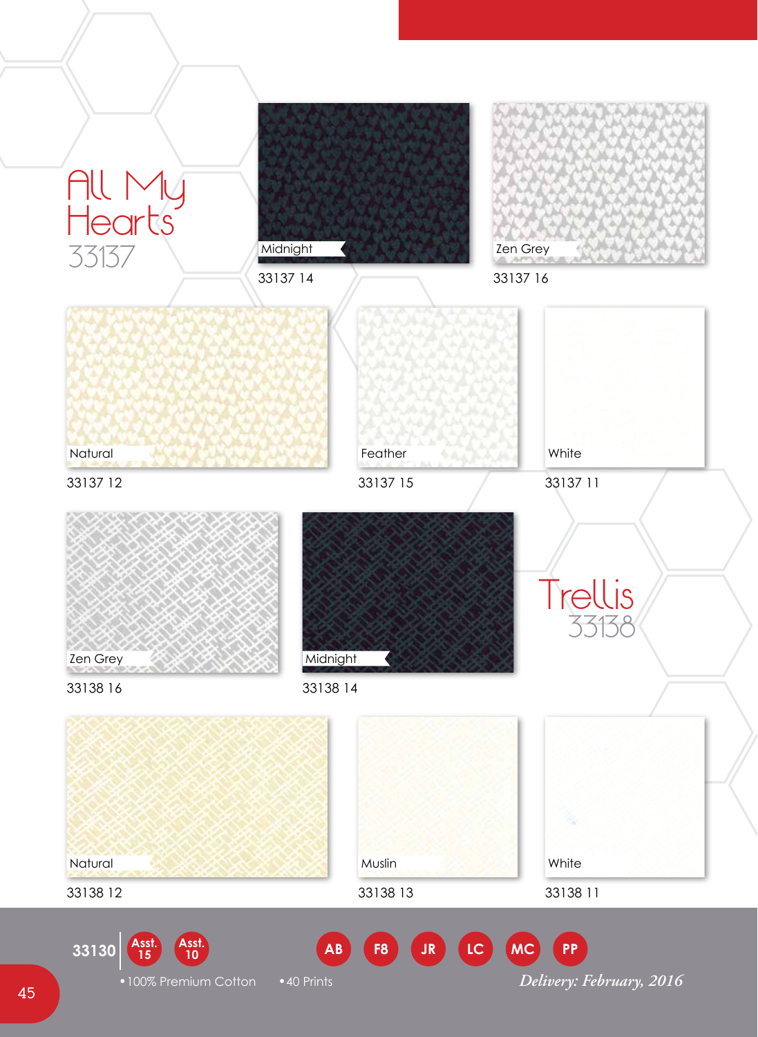# All My Hearts
33137

Midnight
33137 14

Zen Grey
33137 16

Natural
33137 12

Feather
33137 15

White
33137 11

# Trellis
33138

Zen Grey
33138 16

Midnight
33138 14

Natural
33138 12

Muslin
33138 13

White
33138 11

**33130** Asst. 15 Asst. 10

AB F8 JR LC MC PP

• 100% Premium Cotton • 40 Prints

*Delivery: February, 2016*